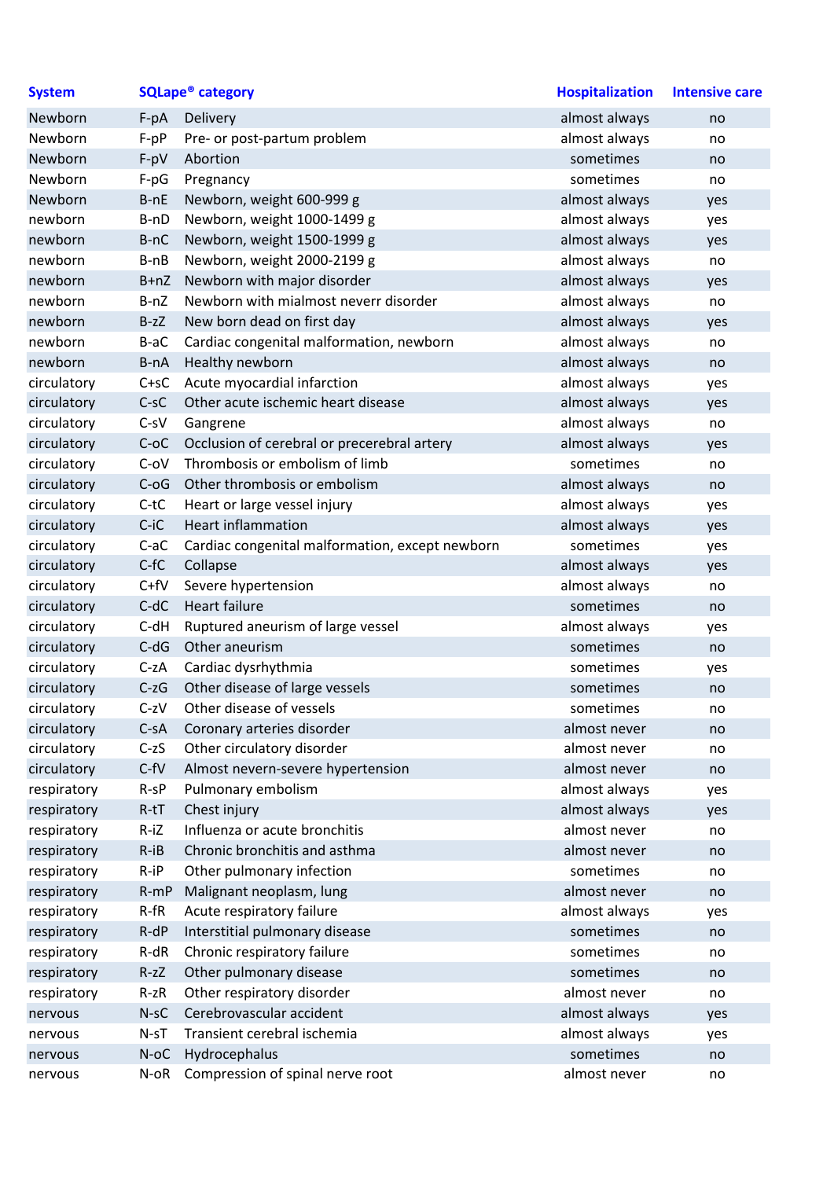| System | SQLape® category | | Hospitalization | Intensive care |
|---|---|---|---|---|
| Newborn | F-pA | Delivery | almost always | no |
| Newborn | F-pP | Pre- or post-partum problem | almost always | no |
| Newborn | F-pV | Abortion | sometimes | no |
| Newborn | F-pG | Pregnancy | sometimes | no |
| Newborn | B-nE | Newborn, weight 600-999 g | almost always | yes |
| newborn | B-nD | Newborn, weight 1000-1499 g | almost always | yes |
| newborn | B-nC | Newborn, weight 1500-1999 g | almost always | yes |
| newborn | B-nB | Newborn, weight 2000-2199 g | almost always | no |
| newborn | B+nZ | Newborn with major disorder | almost always | yes |
| newborn | B-nZ | Newborn with mialmost neverr disorder | almost always | no |
| newborn | B-zZ | New born dead on first day | almost always | yes |
| newborn | B-aC | Cardiac congenital malformation, newborn | almost always | no |
| newborn | B-nA | Healthy newborn | almost always | no |
| circulatory | C+sC | Acute myocardial infarction | almost always | yes |
| circulatory | C-sC | Other acute ischemic heart disease | almost always | yes |
| circulatory | C-sV | Gangrene | almost always | no |
| circulatory | C-oC | Occlusion of cerebral or precerebral artery | almost always | yes |
| circulatory | C-oV | Thrombosis or embolism of limb | sometimes | no |
| circulatory | C-oG | Other thrombosis or embolism | almost always | no |
| circulatory | C-tC | Heart or large vessel injury | almost always | yes |
| circulatory | C-iC | Heart inflammation | almost always | yes |
| circulatory | C-aC | Cardiac congenital malformation, except newborn | sometimes | yes |
| circulatory | C-fC | Collapse | almost always | yes |
| circulatory | C+fV | Severe hypertension | almost always | no |
| circulatory | C-dC | Heart failure | sometimes | no |
| circulatory | C-dH | Ruptured aneurism of large vessel | almost always | yes |
| circulatory | C-dG | Other aneurism | sometimes | no |
| circulatory | C-zA | Cardiac dysrhythmia | sometimes | yes |
| circulatory | C-zG | Other disease of large vessels | sometimes | no |
| circulatory | C-zV | Other disease of vessels | sometimes | no |
| circulatory | C-sA | Coronary arteries disorder | almost never | no |
| circulatory | C-zS | Other circulatory disorder | almost never | no |
| circulatory | C-fV | Almost nevern-severe hypertension | almost never | no |
| respiratory | R-sP | Pulmonary embolism | almost always | yes |
| respiratory | R-tT | Chest injury | almost always | yes |
| respiratory | R-iZ | Influenza or acute bronchitis | almost never | no |
| respiratory | R-iB | Chronic bronchitis and asthma | almost never | no |
| respiratory | R-iP | Other pulmonary infection | sometimes | no |
| respiratory | R-mP | Malignant neoplasm, lung | almost never | no |
| respiratory | R-fR | Acute respiratory failure | almost always | yes |
| respiratory | R-dP | Interstitial pulmonary disease | sometimes | no |
| respiratory | R-dR | Chronic respiratory failure | sometimes | no |
| respiratory | R-zZ | Other pulmonary disease | sometimes | no |
| respiratory | R-zR | Other respiratory disorder | almost never | no |
| nervous | N-sC | Cerebrovascular accident | almost always | yes |
| nervous | N-sT | Transient cerebral ischemia | almost always | yes |
| nervous | N-oC | Hydrocephalus | sometimes | no |
| nervous | N-oR | Compression of spinal nerve root | almost never | no |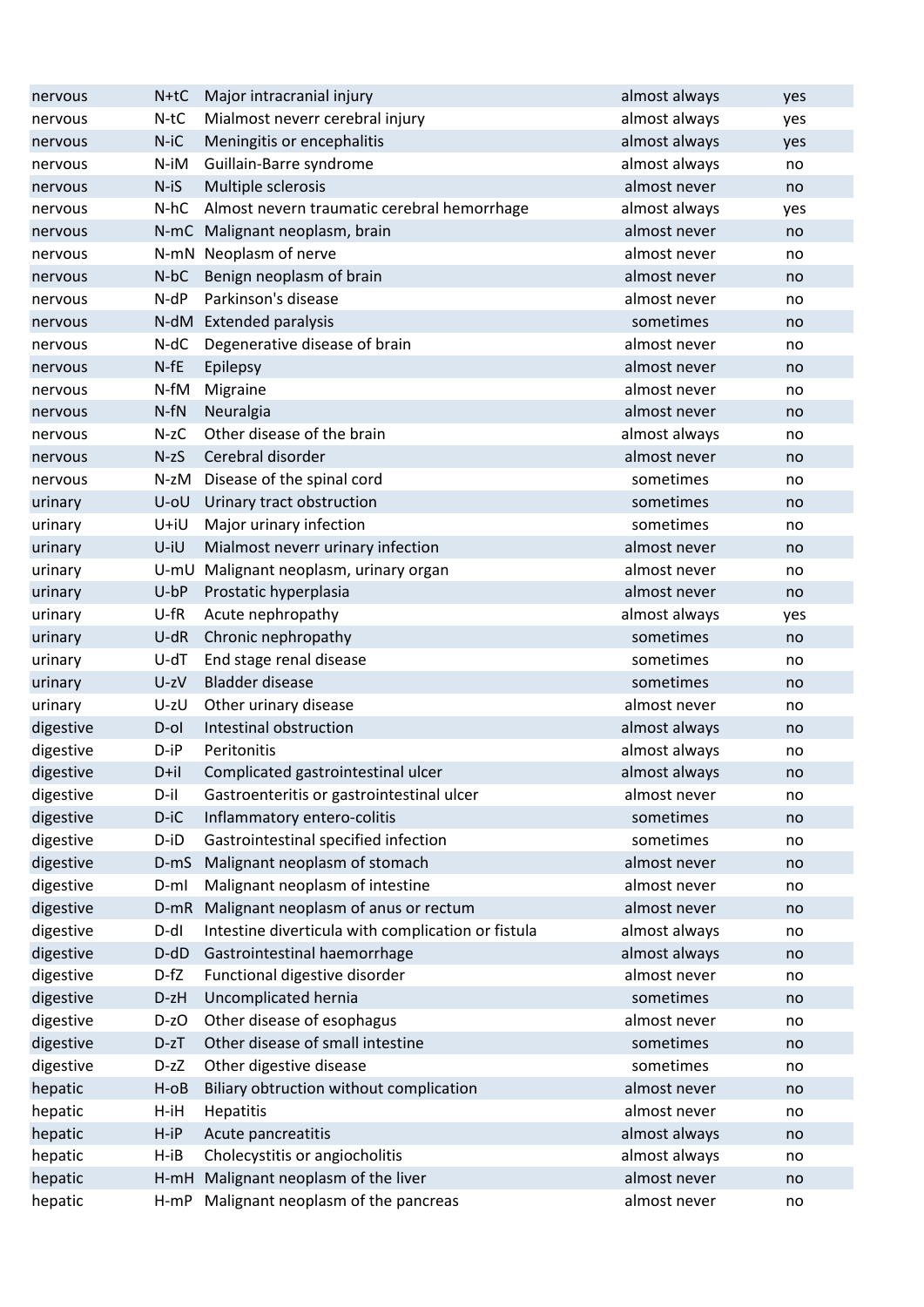| | | | | |
|---|---|---|---|---|
| nervous | N+tC | Major intracranial injury | almost always | yes |
| nervous | N-tC | Mialmost neverr cerebral injury | almost always | yes |
| nervous | N-iC | Meningitis or encephalitis | almost always | yes |
| nervous | N-iM | Guillain-Barre syndrome | almost always | no |
| nervous | N-iS | Multiple sclerosis | almost never | no |
| nervous | N-hC | Almost nevern traumatic cerebral hemorrhage | almost always | yes |
| nervous | N-mC | Malignant neoplasm, brain | almost never | no |
| nervous | N-mN | Neoplasm of nerve | almost never | no |
| nervous | N-bC | Benign neoplasm of brain | almost never | no |
| nervous | N-dP | Parkinson's disease | almost never | no |
| nervous | N-dM | Extended paralysis | sometimes | no |
| nervous | N-dC | Degenerative disease of brain | almost never | no |
| nervous | N-fE | Epilepsy | almost never | no |
| nervous | N-fM | Migraine | almost never | no |
| nervous | N-fN | Neuralgia | almost never | no |
| nervous | N-zC | Other disease of the brain | almost always | no |
| nervous | N-zS | Cerebral disorder | almost never | no |
| nervous | N-zM | Disease of the spinal cord | sometimes | no |
| urinary | U-oU | Urinary tract obstruction | sometimes | no |
| urinary | U+iU | Major urinary infection | sometimes | no |
| urinary | U-iU | Mialmost neverr urinary infection | almost never | no |
| urinary | U-mU | Malignant neoplasm, urinary organ | almost never | no |
| urinary | U-bP | Prostatic hyperplasia | almost never | no |
| urinary | U-fR | Acute nephropathy | almost always | yes |
| urinary | U-dR | Chronic nephropathy | sometimes | no |
| urinary | U-dT | End stage renal disease | sometimes | no |
| urinary | U-zV | Bladder disease | sometimes | no |
| urinary | U-zU | Other urinary disease | almost never | no |
| digestive | D-oI | Intestinal obstruction | almost always | no |
| digestive | D-iP | Peritonitis | almost always | no |
| digestive | D+iI | Complicated gastrointestinal ulcer | almost always | no |
| digestive | D-iI | Gastroenteritis or gastrointestinal ulcer | almost never | no |
| digestive | D-iC | Inflammatory entero-colitis | sometimes | no |
| digestive | D-iD | Gastrointestinal specified infection | sometimes | no |
| digestive | D-mS | Malignant neoplasm of stomach | almost never | no |
| digestive | D-mI | Malignant neoplasm of intestine | almost never | no |
| digestive | D-mR | Malignant neoplasm of anus or rectum | almost never | no |
| digestive | D-dI | Intestine diverticula with complication or fistula | almost always | no |
| digestive | D-dD | Gastrointestinal haemorrhage | almost always | no |
| digestive | D-fZ | Functional digestive disorder | almost never | no |
| digestive | D-zH | Uncomplicated hernia | sometimes | no |
| digestive | D-zO | Other disease of esophagus | almost never | no |
| digestive | D-zT | Other disease of small intestine | sometimes | no |
| digestive | D-zZ | Other digestive disease | sometimes | no |
| hepatic | H-oB | Biliary obtruction without complication | almost never | no |
| hepatic | H-iH | Hepatitis | almost never | no |
| hepatic | H-iP | Acute pancreatitis | almost always | no |
| hepatic | H-iB | Cholecystitis or angiocholitis | almost always | no |
| hepatic | H-mH | Malignant neoplasm of the liver | almost never | no |
| hepatic | H-mP | Malignant neoplasm of the pancreas | almost never | no |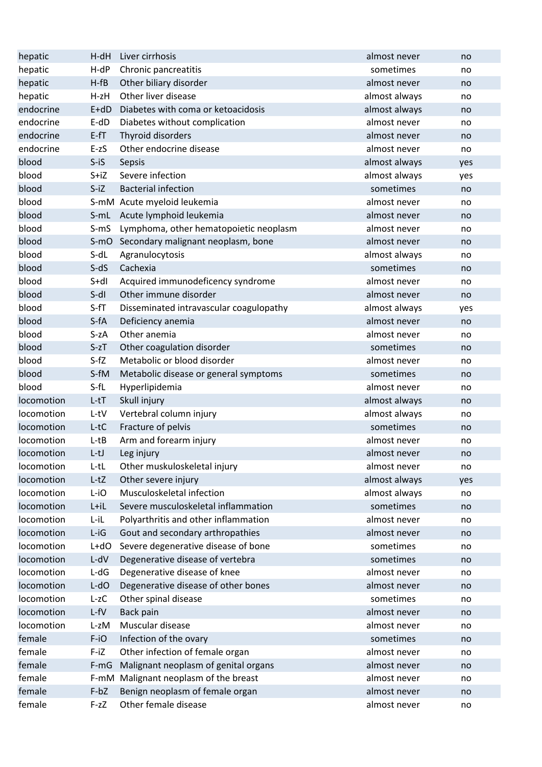| | | | | |
|---|---|---|---|---|
| hepatic | H-dH | Liver cirrhosis | almost never | no |
| hepatic | H-dP | Chronic pancreatitis | sometimes | no |
| hepatic | H-fB | Other biliary disorder | almost never | no |
| hepatic | H-zH | Other liver disease | almost always | no |
| endocrine | E+dD | Diabetes with coma or ketoacidosis | almost always | no |
| endocrine | E-dD | Diabetes without complication | almost never | no |
| endocrine | E-fT | Thyroid disorders | almost never | no |
| endocrine | E-zS | Other endocrine disease | almost never | no |
| blood | S-iS | Sepsis | almost always | yes |
| blood | S+iZ | Severe infection | almost always | yes |
| blood | S-iZ | Bacterial infection | sometimes | no |
| blood | S-mM | Acute myeloid leukemia | almost never | no |
| blood | S-mL | Acute lymphoid leukemia | almost never | no |
| blood | S-mS | Lymphoma, other hematopoietic neoplasm | almost never | no |
| blood | S-mO | Secondary malignant neoplasm, bone | almost never | no |
| blood | S-dL | Agranulocytosis | almost always | no |
| blood | S-dS | Cachexia | sometimes | no |
| blood | S+dI | Acquired immunodeficency syndrome | almost never | no |
| blood | S-dI | Other immune disorder | almost never | no |
| blood | S-fT | Disseminated intravascular coagulopathy | almost always | yes |
| blood | S-fA | Deficiency anemia | almost never | no |
| blood | S-zA | Other anemia | almost never | no |
| blood | S-zT | Other coagulation disorder | sometimes | no |
| blood | S-fZ | Metabolic or blood disorder | almost never | no |
| blood | S-fM | Metabolic disease or general symptoms | sometimes | no |
| blood | S-fL | Hyperlipidemia | almost never | no |
| locomotion | L-tT | Skull injury | almost always | no |
| locomotion | L-tV | Vertebral column injury | almost always | no |
| locomotion | L-tC | Fracture of pelvis | sometimes | no |
| locomotion | L-tB | Arm and forearm injury | almost never | no |
| locomotion | L-tJ | Leg injury | almost never | no |
| locomotion | L-tL | Other muskuloskeletal injury | almost never | no |
| locomotion | L-tZ | Other severe injury | almost always | yes |
| locomotion | L-iO | Musculoskeletal infection | almost always | no |
| locomotion | L+iL | Severe musculoskeletal inflammation | sometimes | no |
| locomotion | L-iL | Polyarthritis and other inflammation | almost never | no |
| locomotion | L-iG | Gout and secondary arthropathies | almost never | no |
| locomotion | L+dO | Severe degenerative disease of bone | sometimes | no |
| locomotion | L-dV | Degenerative disease of vertebra | sometimes | no |
| locomotion | L-dG | Degenerative disease of knee | almost never | no |
| locomotion | L-dO | Degenerative disease of other bones | almost never | no |
| locomotion | L-zC | Other spinal disease | sometimes | no |
| locomotion | L-fV | Back pain | almost never | no |
| locomotion | L-zM | Muscular disease | almost never | no |
| female | F-iO | Infection of the ovary | sometimes | no |
| female | F-iZ | Other infection of female organ | almost never | no |
| female | F-mG | Malignant neoplasm of genital organs | almost never | no |
| female | F-mM | Malignant neoplasm of the breast | almost never | no |
| female | F-bZ | Benign neoplasm of female organ | almost never | no |
| female | F-zZ | Other female disease | almost never | no |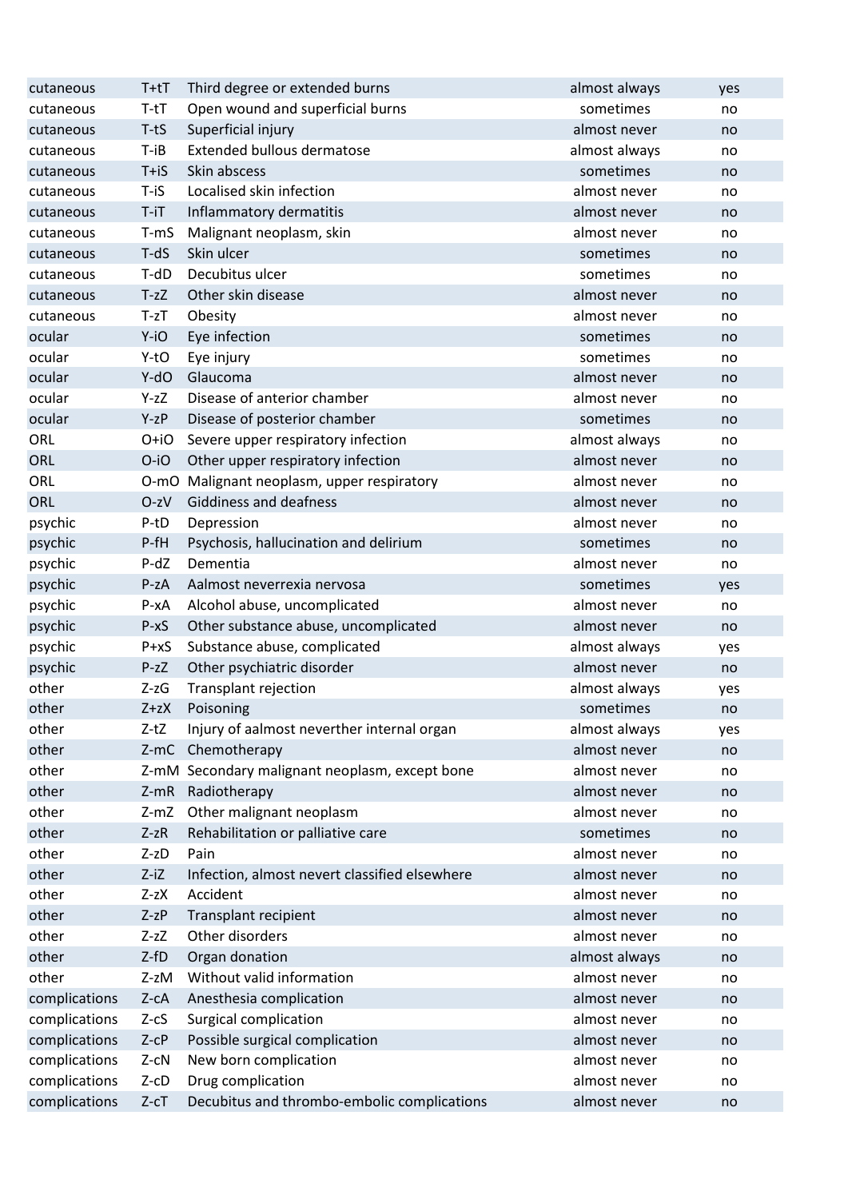| | | | | |
|---|---|---|---|---|
| cutaneous | T+tT | Third degree or extended burns | almost always | yes |
| cutaneous | T-tT | Open wound and superficial burns | sometimes | no |
| cutaneous | T-tS | Superficial injury | almost never | no |
| cutaneous | T-iB | Extended bullous dermatose | almost always | no |
| cutaneous | T+iS | Skin abscess | sometimes | no |
| cutaneous | T-iS | Localised skin infection | almost never | no |
| cutaneous | T-iT | Inflammatory dermatitis | almost never | no |
| cutaneous | T-mS | Malignant neoplasm, skin | almost never | no |
| cutaneous | T-dS | Skin ulcer | sometimes | no |
| cutaneous | T-dD | Decubitus ulcer | sometimes | no |
| cutaneous | T-zZ | Other skin disease | almost never | no |
| cutaneous | T-zT | Obesity | almost never | no |
| ocular | Y-iO | Eye infection | sometimes | no |
| ocular | Y-tO | Eye injury | sometimes | no |
| ocular | Y-dO | Glaucoma | almost never | no |
| ocular | Y-zZ | Disease of anterior chamber | almost never | no |
| ocular | Y-zP | Disease of posterior chamber | sometimes | no |
| ORL | O+iO | Severe upper respiratory infection | almost always | no |
| ORL | O-iO | Other upper respiratory infection | almost never | no |
| ORL | O-mO | Malignant neoplasm, upper respiratory | almost never | no |
| ORL | O-zV | Giddiness and deafness | almost never | no |
| psychic | P-tD | Depression | almost never | no |
| psychic | P-fH | Psychosis, hallucination and delirium | sometimes | no |
| psychic | P-dZ | Dementia | almost never | no |
| psychic | P-zA | Aalmost neverrexia nervosa | sometimes | yes |
| psychic | P-xA | Alcohol abuse, uncomplicated | almost never | no |
| psychic | P-xS | Other substance abuse, uncomplicated | almost never | no |
| psychic | P+xS | Substance abuse, complicated | almost always | yes |
| psychic | P-zZ | Other psychiatric disorder | almost never | no |
| other | Z-zG | Transplant rejection | almost always | yes |
| other | Z+zX | Poisoning | sometimes | no |
| other | Z-tZ | Injury of aalmost neverther internal organ | almost always | yes |
| other | Z-mC | Chemotherapy | almost never | no |
| other | Z-mM | Secondary malignant neoplasm, except bone | almost never | no |
| other | Z-mR | Radiotherapy | almost never | no |
| other | Z-mZ | Other malignant neoplasm | almost never | no |
| other | Z-zR | Rehabilitation or palliative care | sometimes | no |
| other | Z-zD | Pain | almost never | no |
| other | Z-iZ | Infection, almost nevert classified elsewhere | almost never | no |
| other | Z-zX | Accident | almost never | no |
| other | Z-zP | Transplant recipient | almost never | no |
| other | Z-zZ | Other disorders | almost never | no |
| other | Z-fD | Organ donation | almost always | no |
| other | Z-zM | Without valid information | almost never | no |
| complications | Z-cA | Anesthesia complication | almost never | no |
| complications | Z-cS | Surgical complication | almost never | no |
| complications | Z-cP | Possible surgical complication | almost never | no |
| complications | Z-cN | New born complication | almost never | no |
| complications | Z-cD | Drug complication | almost never | no |
| complications | Z-cT | Decubitus and thrombo-embolic complications | almost never | no |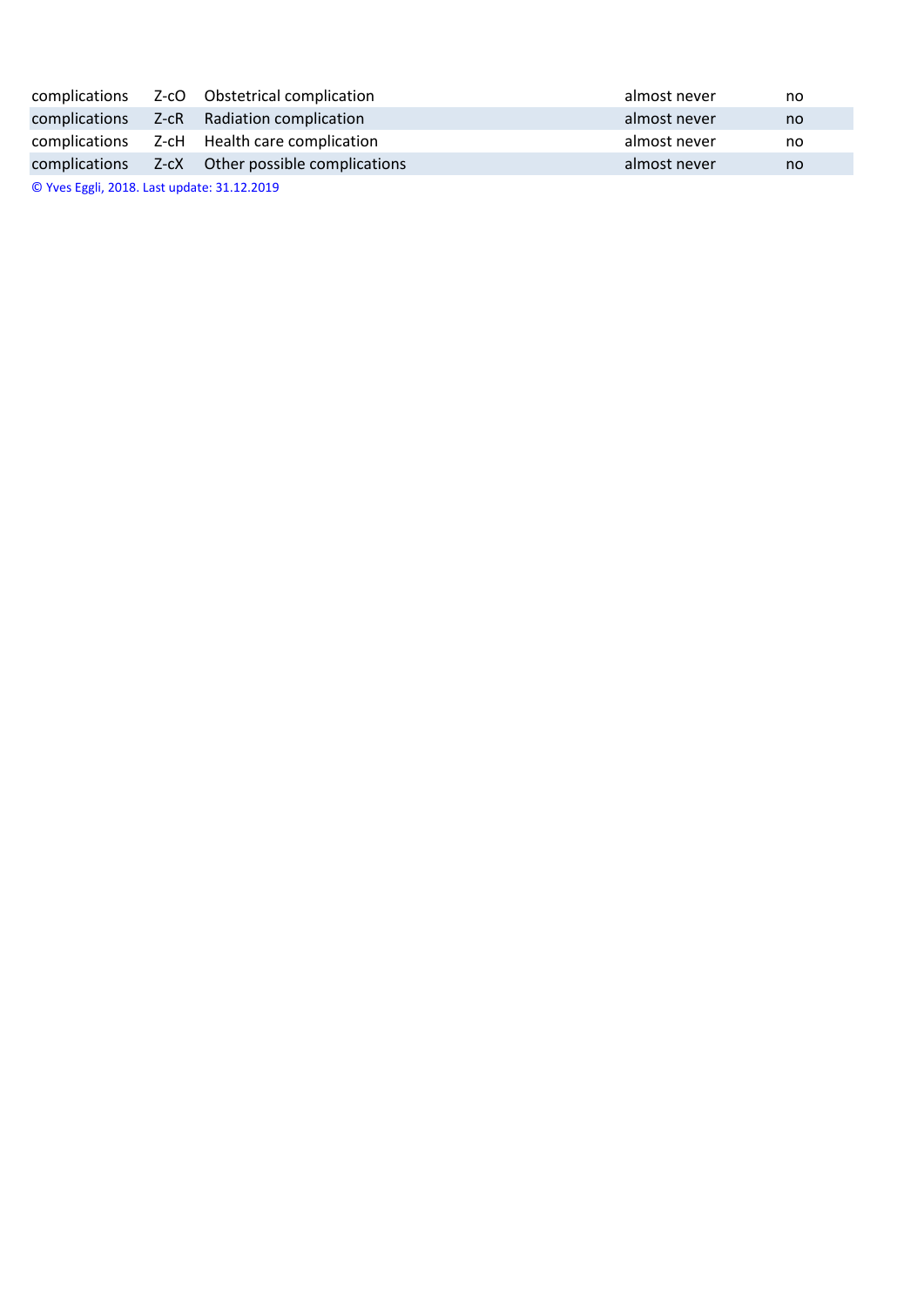| | | | | |
|---|---|---|---|---|
| complications | Z-cO | Obstetrical complication | almost never | no |
| complications | Z-cR | Radiation complication | almost never | no |
| complications | Z-cH | Health care complication | almost never | no |
| complications | Z-cX | Other possible complications | almost never | no |

© Yves Eggli, 2018. Last update: 31.12.2019